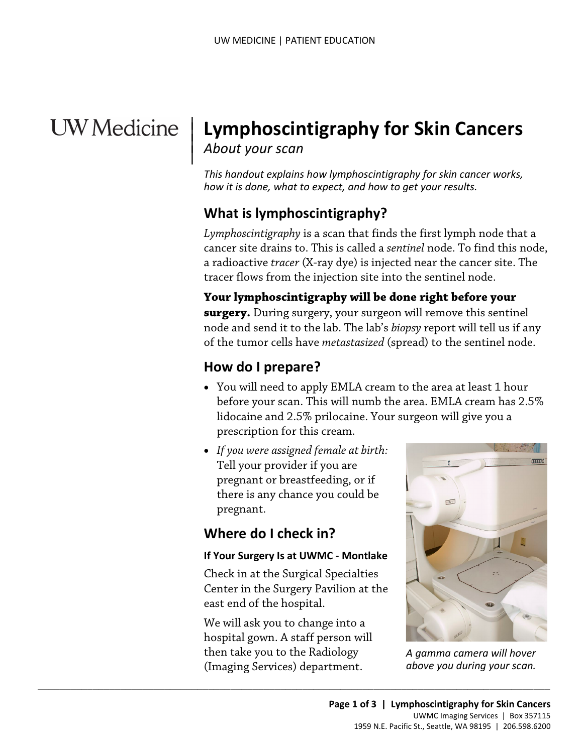# Lymphoscintigraphy for Skin Cancers

*About your scan*

*This handout explains how lymphoscintigraphy for skin cancer works, how it is done, what to expect, and how to get your results.*

## What is lymphoscintigraphy?

*Lymphoscintigraphy* is a scan that finds the first lymph node that a cancer site drains to. This is called a *sentinel* node. To find this node, a radioactive *tracer* (X-ray dye) is injected near the cancer site. The tracer flows from the injection site into the sentinel node.

**Your lymphoscintigraphy will be done right before your surgery.** During surgery, your surgeon will remove this sentinel node and send it to the lab. The lab's *biopsy* report will tell us if any of the tumor cells have *metastasized* (spread) to the sentinel node.

## How do I prepare?

- You will need to apply EMLA cream to the area at least 1 hour before your scan. This will numb the area. EMLA cream has 2.5% lidocaine and 2.5% prilocaine. Your surgeon will give you a prescription for this cream.
- *If you were assigned female at birth:* Tell your provider if you are pregnant or breastfeeding, or if there is any chance you could be pregnant.

## Where do I check in?

#### If Your Surgery Is at UWMC - Montlake

Check in at the Surgical Specialties Center in the Surgery Pavilion at the east end of the hospital.

We will ask you to change into a hospital gown. A staff person will then take you to the Radiology (Imaging Services) department.

*A gamma camera will hover above you during your scan.*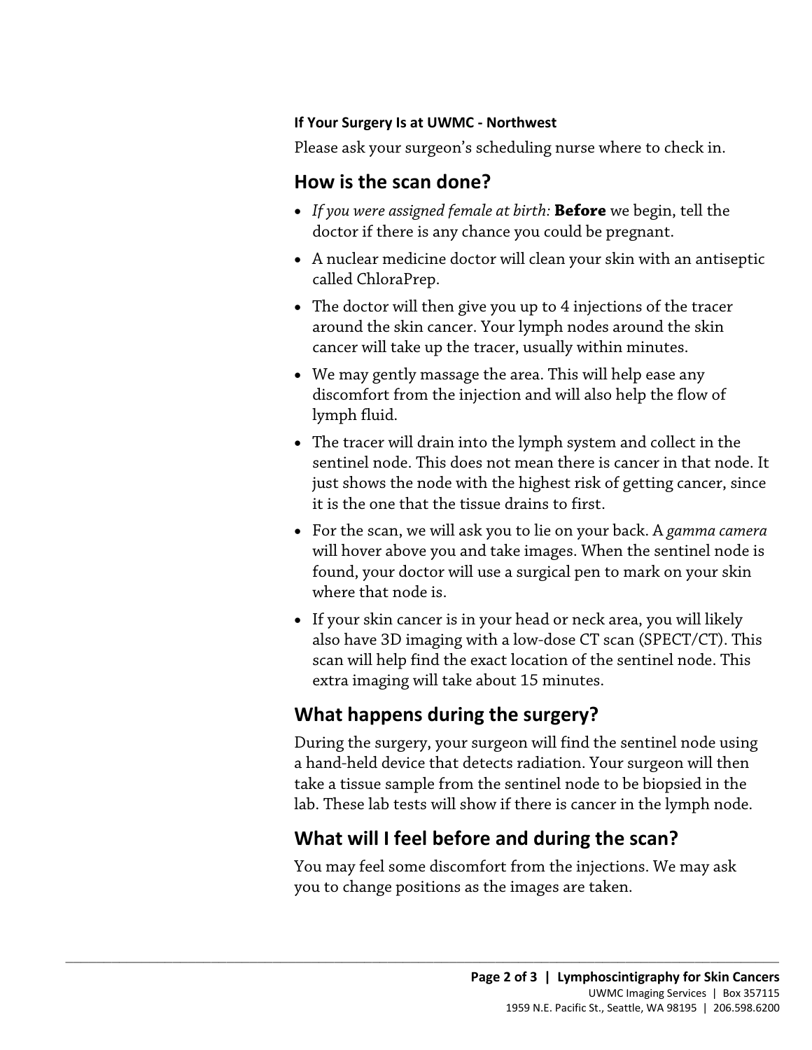#### If Your Surgery Is at UWMC - Northwest

Please ask your surgeon's scheduling nurse where to check in.

## How is the scan done?

- *If you were assigned female at birth:* **Before** we begin, tell the doctor if there is any chance you could be pregnant.
- A nuclear medicine doctor will clean your skin with an antiseptic called ChloraPrep.
- The doctor will then give you up to 4 injections of the tracer around the skin cancer. Your lymph nodes around the skin cancer will take up the tracer, usually within minutes.
- We may gently massage the area. This will help ease any discomfort from the injection and will also help the flow of lymph fluid.
- The tracer will drain into the lymph system and collect in the sentinel node. This does not mean there is cancer in that node. It just shows the node with the highest risk of getting cancer, since it is the one that the tissue drains to first.
- For the scan, we will ask you to lie on your back. A *gamma camera* will hover above you and take images. When the sentinel node is found, your doctor will use a surgical pen to mark on your skin where that node is.
- If your skin cancer is in your head or neck area, you will likely also have 3D imaging with a low-dose CT scan (SPECT/CT). This scan will help find the exact location of the sentinel node. This extra imaging will take about 15 minutes.

## What happens during the surgery?

During the surgery, your surgeon will find the sentinel node using a hand-held device that detects radiation. Your surgeon will then take a tissue sample from the sentinel node to be biopsied in the lab. These lab tests will show if there is cancer in the lymph node.

## What will I feel before and during the scan?

You may feel some discomfort from the injections. We may ask you to change positions as the images are taken.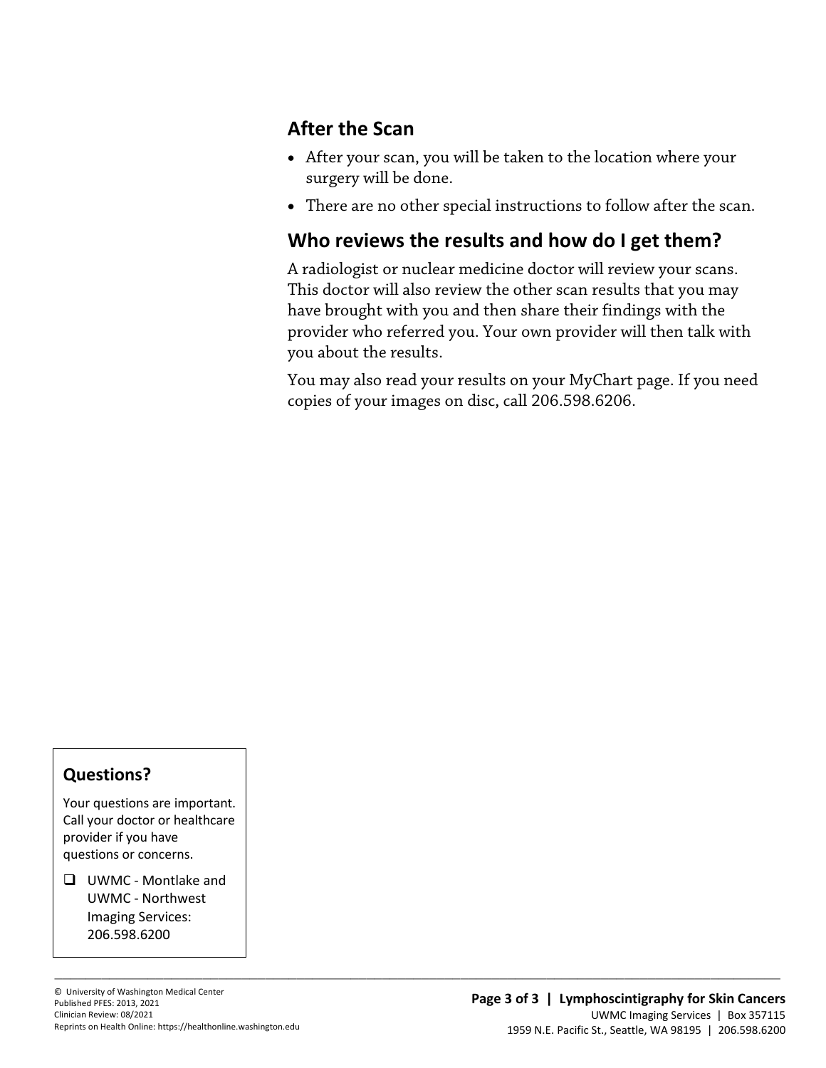## After the Scan

- After your scan, you will be taken to the location where your surgery will be done.
- There are no other special instructions to follow after the scan.

## Who reviews the results and how do I get them?

A radiologist or nuclear medicine doctor will review your scans. This doctor will also review the other scan results that you may have brought with you and then share their findings with the provider who referred you. Your own provider will then talk with you about the results.

You may also read your results on your MyChart page. If you need copies of your images on disc, call 206.598.6206.

### Questions?

Your questions are important. Call your doctor or healthcare provider if you have questions or concerns.

- ❑ UWMC - Montlake and UWMC - Northwest Imaging Services: 206.598.6200

© University of Washington Medical Center
Published PFES: 2013, 2021
Clinician Review: 08/2021
Reprints on Health Online: https://healthonline.washington.edu

UWMC Imaging Services | Box 357115
1959 N.E. Pacific St., Seattle, WA 98195 | 206.598.6200